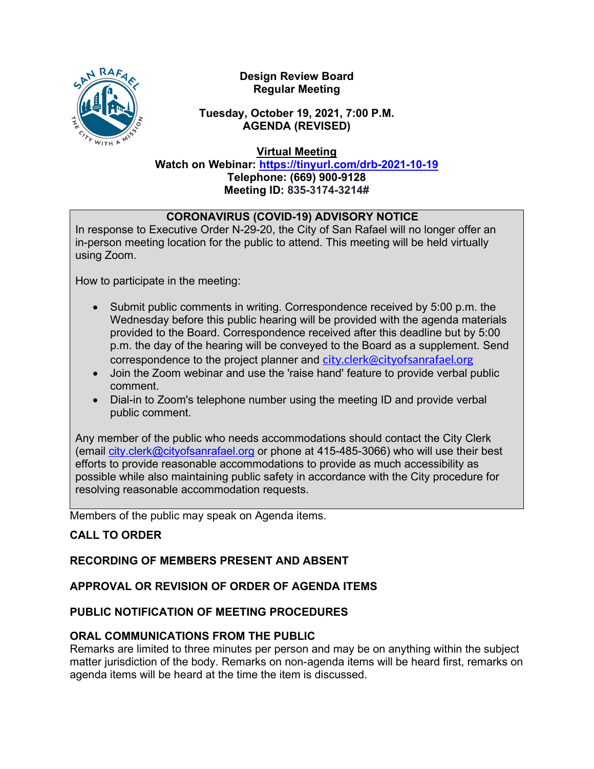# Design Review Board
## Regular Meeting

**Tuesday, October 19, 2021, 7:00 P.M.**
**AGENDA (REVISED)**

**Virtual Meeting**
**Watch on Webinar: [https://tinyurl.com/drb-2021-10-19](https://tinyurl.com/drb-2021-10-19)**
**Telephone: (669) 900-9128**
**Meeting ID: 835-3174-3214#**

---

**CORONAVIRUS (COVID-19) ADVISORY NOTICE**

In response to Executive Order N-29-20, the City of San Rafael will no longer offer an in-person meeting location for the public to attend. This meeting will be held virtually using Zoom.

How to participate in the meeting:

- Submit public comments in writing. Correspondence received by 5:00 p.m. the Wednesday before this public hearing will be provided with the agenda materials provided to the Board. Correspondence received after this deadline but by 5:00 p.m. the day of the hearing will be conveyed to the Board as a supplement. Send correspondence to the project planner and city.clerk@cityofsanrafael.org
- Join the Zoom webinar and use the 'raise hand' feature to provide verbal public comment.
- Dial-in to Zoom's telephone number using the meeting ID and provide verbal public comment.

Any member of the public who needs accommodations should contact the City Clerk (email city.clerk@cityofsanrafael.org or phone at 415-485-3066) who will use their best efforts to provide reasonable accommodations to provide as much accessibility as possible while also maintaining public safety in accordance with the City procedure for resolving reasonable accommodation requests.

---

Members of the public may speak on Agenda items.

**CALL TO ORDER**

**RECORDING OF MEMBERS PRESENT AND ABSENT**

**APPROVAL OR REVISION OF ORDER OF AGENDA ITEMS**

**PUBLIC NOTIFICATION OF MEETING PROCEDURES**

**ORAL COMMUNICATIONS FROM THE PUBLIC**

Remarks are limited to three minutes per person and may be on anything within the subject matter jurisdiction of the body. Remarks on non-agenda items will be heard first, remarks on agenda items will be heard at the time the item is discussed.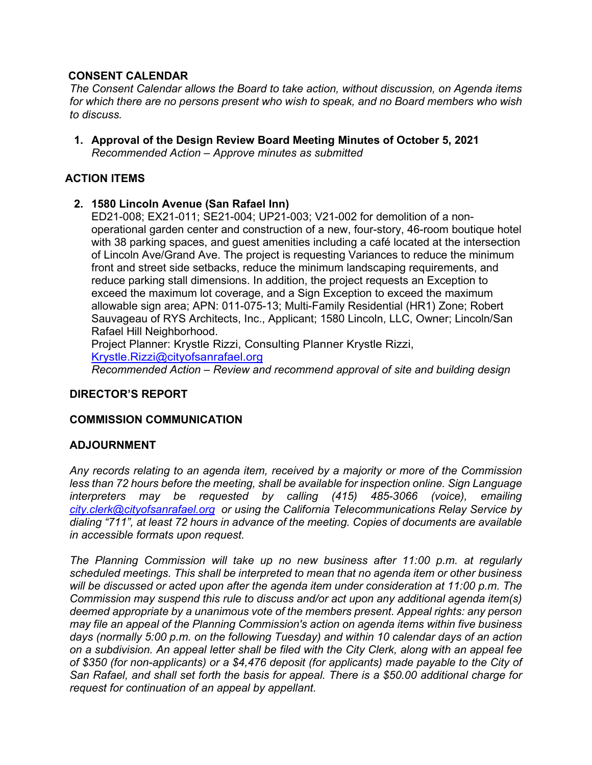## CONSENT CALENDAR

*The Consent Calendar allows the Board to take action, without discussion, on Agenda items for which there are no persons present who wish to speak, and no Board members who wish to discuss.*

1. **Approval of the Design Review Board Meeting Minutes of October 5, 2021**
   *Recommended Action – Approve minutes as submitted*

## ACTION ITEMS

2. **1580 Lincoln Avenue (San Rafael Inn)**
   ED21-008; EX21-011; SE21-004; UP21-003; V21-002 for demolition of a non-operational garden center and construction of a new, four-story, 46-room boutique hotel with 38 parking spaces, and guest amenities including a café located at the intersection of Lincoln Ave/Grand Ave. The project is requesting Variances to reduce the minimum front and street side setbacks, reduce the minimum landscaping requirements, and reduce parking stall dimensions. In addition, the project requests an Exception to exceed the maximum lot coverage, and a Sign Exception to exceed the maximum allowable sign area; APN: 011-075-13; Multi-Family Residential (HR1) Zone; Robert Sauvageau of RYS Architects, Inc., Applicant; 1580 Lincoln, LLC, Owner; Lincoln/San Rafael Hill Neighborhood.
   Project Planner: Krystle Rizzi, Consulting Planner Krystle Rizzi, Krystle.Rizzi@cityofsanrafael.org
   *Recommended Action – Review and recommend approval of site and building design*

## DIRECTOR'S REPORT

## COMMISSION COMMUNICATION

## ADJOURNMENT

*Any records relating to an agenda item, received by a majority or more of the Commission less than 72 hours before the meeting, shall be available for inspection online. Sign Language interpreters may be requested by calling (415) 485-3066 (voice), emailing city.clerk@cityofsanrafael.org or using the California Telecommunications Relay Service by dialing "711", at least 72 hours in advance of the meeting. Copies of documents are available in accessible formats upon request.*

*The Planning Commission will take up no new business after 11:00 p.m. at regularly scheduled meetings. This shall be interpreted to mean that no agenda item or other business will be discussed or acted upon after the agenda item under consideration at 11:00 p.m. The Commission may suspend this rule to discuss and/or act upon any additional agenda item(s) deemed appropriate by a unanimous vote of the members present. Appeal rights: any person may file an appeal of the Planning Commission's action on agenda items within five business days (normally 5:00 p.m. on the following Tuesday) and within 10 calendar days of an action on a subdivision. An appeal letter shall be filed with the City Clerk, along with an appeal fee of $350 (for non-applicants) or a $4,476 deposit (for applicants) made payable to the City of San Rafael, and shall set forth the basis for appeal. There is a $50.00 additional charge for request for continuation of an appeal by appellant.*